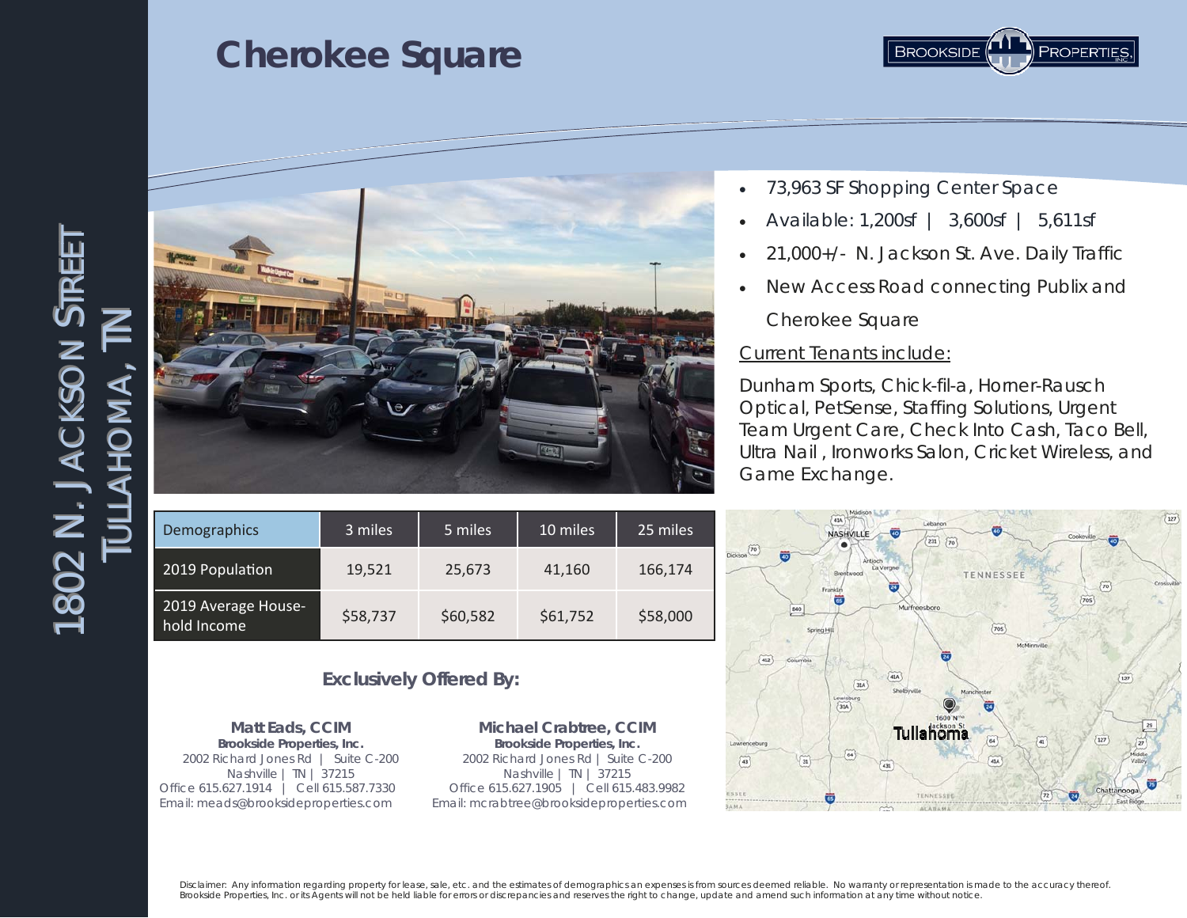# Cherokee Square

1802 N. Jackson Street
Tullahoma, TN

- 73,963 SF Shopping Center Space
- Available: 1,200sf | 3,600sf | 5,611sf
- 21,000+/- N. Jackson St. Ave. Daily Traffic
- New Access Road connecting Publix and Cherokee Square

Current Tenants include:

Dunham Sports, Chick-fil-a, Horner-Rausch Optical, PetSense, Staffing Solutions, Urgent Team Urgent Care, Check Into Cash, Taco Bell, Ultra Nail , Ironworks Salon, Cricket Wireless, and Game Exchange.

| Demographics | 3 miles | 5 miles | 10 miles | 25 miles |
|---|---|---|---|---|
| 2019 Population | 19,521 | 25,673 | 41,160 | 166,174 |
| 2019 Average Household Income | $58,737 | $60,582 | $61,752 | $58,000 |

**Exclusively Offered By:**

**Matt Eads, CCIM**
**Brookside Properties, Inc.**
2002 Richard Jones Rd | Suite C-200
Nashville | TN | 37215
Office 615.627.1914 | Cell 615.587.7330
Email: meads@brooksideproperties.com

**Michael Crabtree, CCIM**
**Brookside Properties, Inc.**
2002 Richard Jones Rd | Suite C-200
Nashville | TN | 37215
Office 615.627.1905 | Cell 615.483.9982
Email: mcrabtree@brooksideproperties.com

Disclaimer: Any information regarding property for lease, sale, etc. and the estimates of demographics an expenses is from sources deemed reliable. No warranty or representation is made to the accuracy thereof. Brookside Properties, Inc. or its Agents will not be held liable for errors or discrepancies and reserves the right to change, update and amend such information at any time without notice.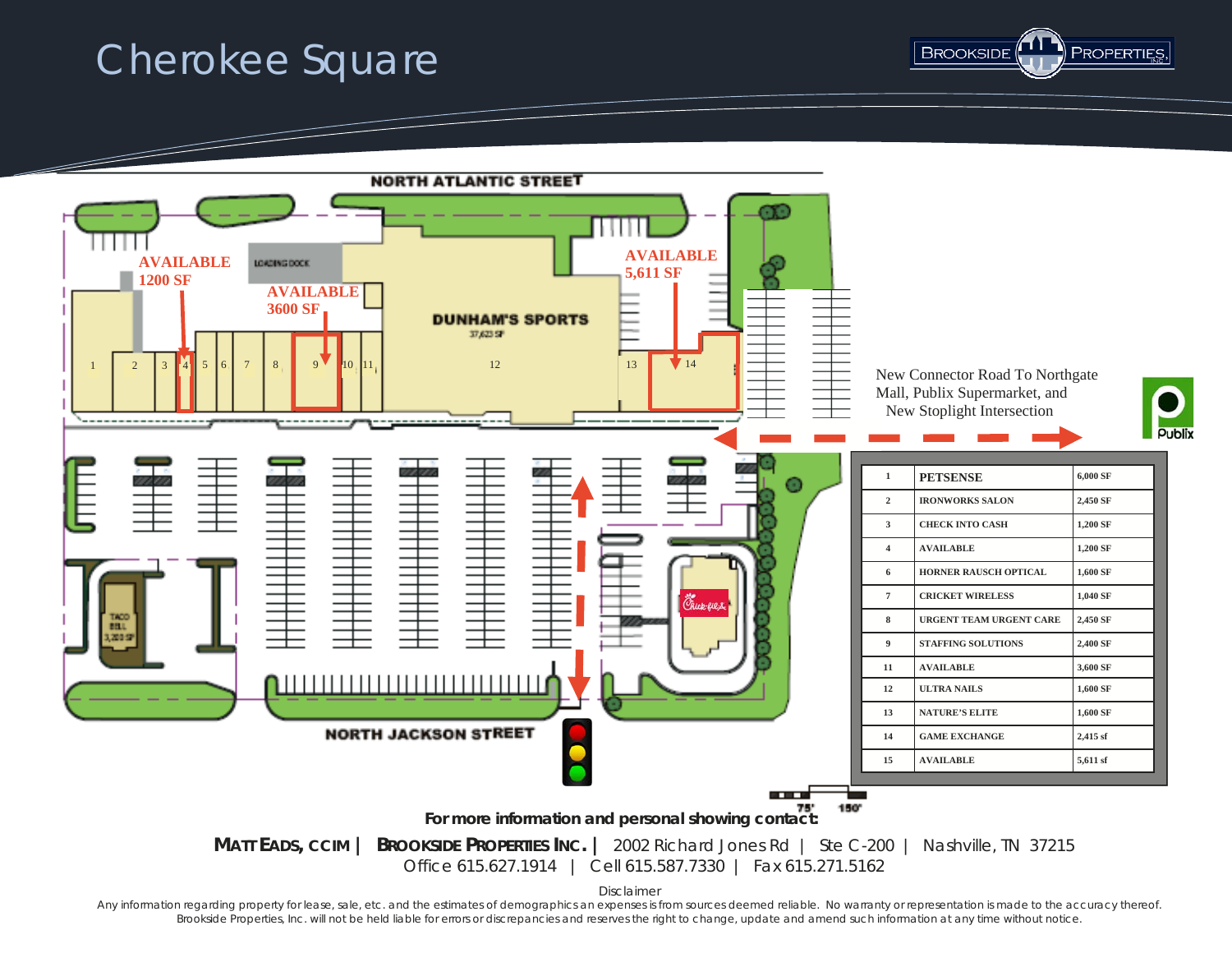# Cherokee Square

BROOKSIDE PROPERTIES INC.

NORTH ATLANTIC STREET

AVAILABLE 1200 SF

LOADING DOCK

AVAILABLE 3600 SF

DUNHAM'S SPORTS 37,623 SF

AVAILABLE 5,611 SF

1 2 3 4 5 6 7 8 9 10 11 12 13 14

New Connector Road To Northgate Mall, Publix Supermarket, and New Stoplight Intersection

Publix

TACO BELL 3,200 SF

Chick-fil-A

NORTH JACKSON STREET

| 1 | PETSENSE | 6,000 SF |
|---|---|---|
| 2 | IRONWORKS SALON | 2,450 SF |
| 3 | CHECK INTO CASH | 1,200 SF |
| 4 | AVAILABLE | 1,200 SF |
| 6 | HORNER RAUSCH OPTICAL | 1,600 SF |
| 7 | CRICKET WIRELESS | 1,040 SF |
| 8 | URGENT TEAM URGENT CARE | 2,450 SF |
| 9 | STAFFING SOLUTIONS | 2,400 SF |
| 11 | AVAILABLE | 3,600 SF |
| 12 | ULTRA NAILS | 1,600 SF |
| 13 | NATURE'S ELITE | 1,600 SF |
| 14 | GAME EXCHANGE | 2,415 sf |
| 15 | AVAILABLE | 5,611 sf |

75' 150'

**For more information and personal showing contact:**

**MATT EADS, CCIM | BROOKSIDE PROPERTIES INC. |** 2002 Richard Jones Rd | Ste C-200 | Nashville, TN 37215
Office 615.627.1914 | Cell 615.587.7330 | Fax 615.271.5162

Disclaimer

Any information regarding property for lease, sale, etc. and the estimates of demographics an expenses is from sources deemed reliable. No warranty or representation is made to the accuracy thereof. Brookside Properties, Inc. will not be held liable for errors or discrepancies and reserves the right to change, update and amend such information at any time without notice.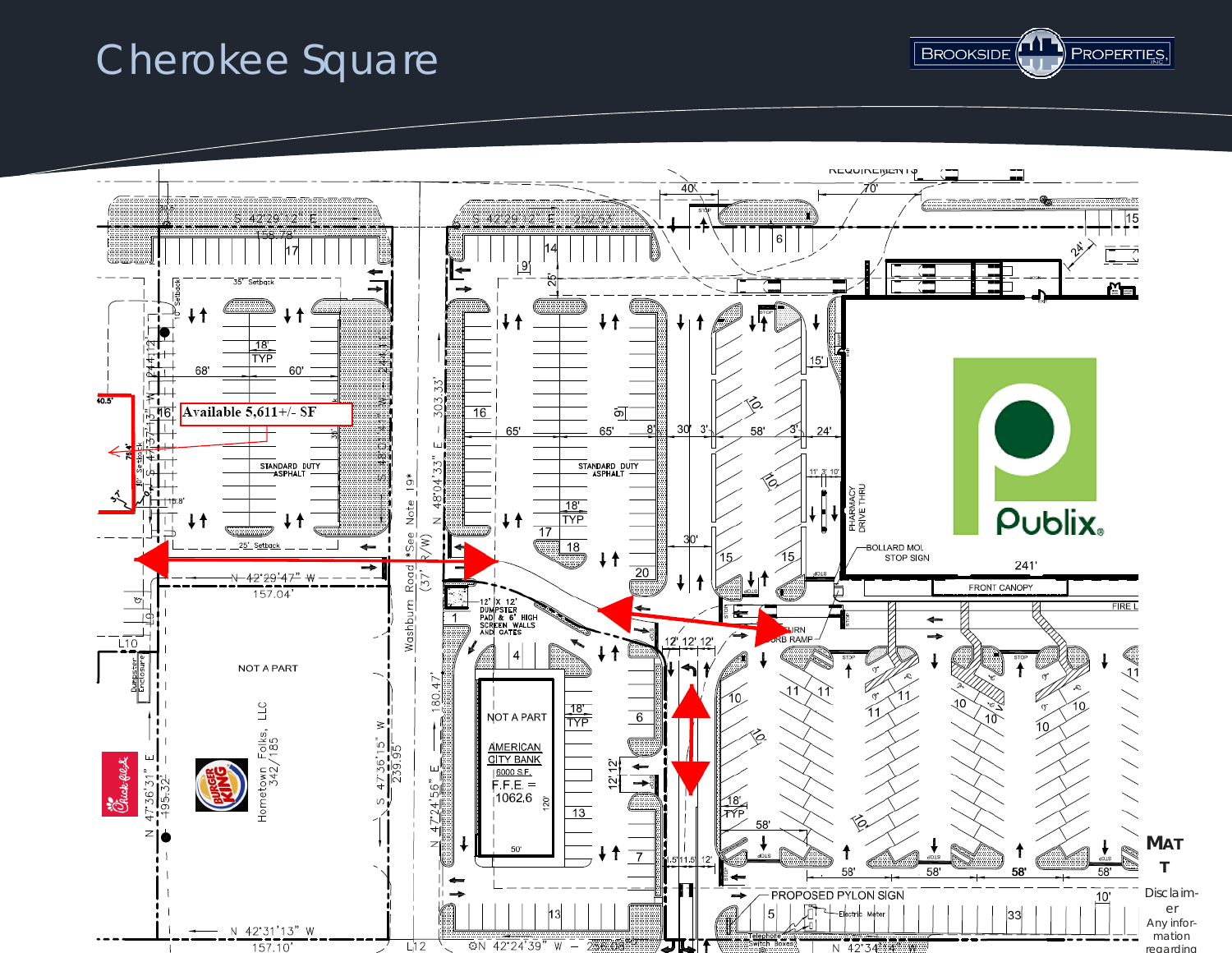# Cherokee Square

BROOKSIDE PROPERTIES, INC.

Available 5,611+/- SF

NOT A PART

Hometown Folks, LLC 342/185

NOT A PART

AMERICAN CITY BANK

6000 S.F.

F.F.E. = 1062.6

12' X 12' DUMPSTER PAD & 6' HIGH SCREEN WALLS AND GATES

Washburn Road *See Note 19* (37' R/W)

PHARMACY DRIVE THRU

BOLLARD MOL STOP SIGN

FRONT CANOPY

PROPOSED PYLON SIGN

STANDARD DUTY ASPHALT

Publix.

MAT T

Disclaimer

Any information regarding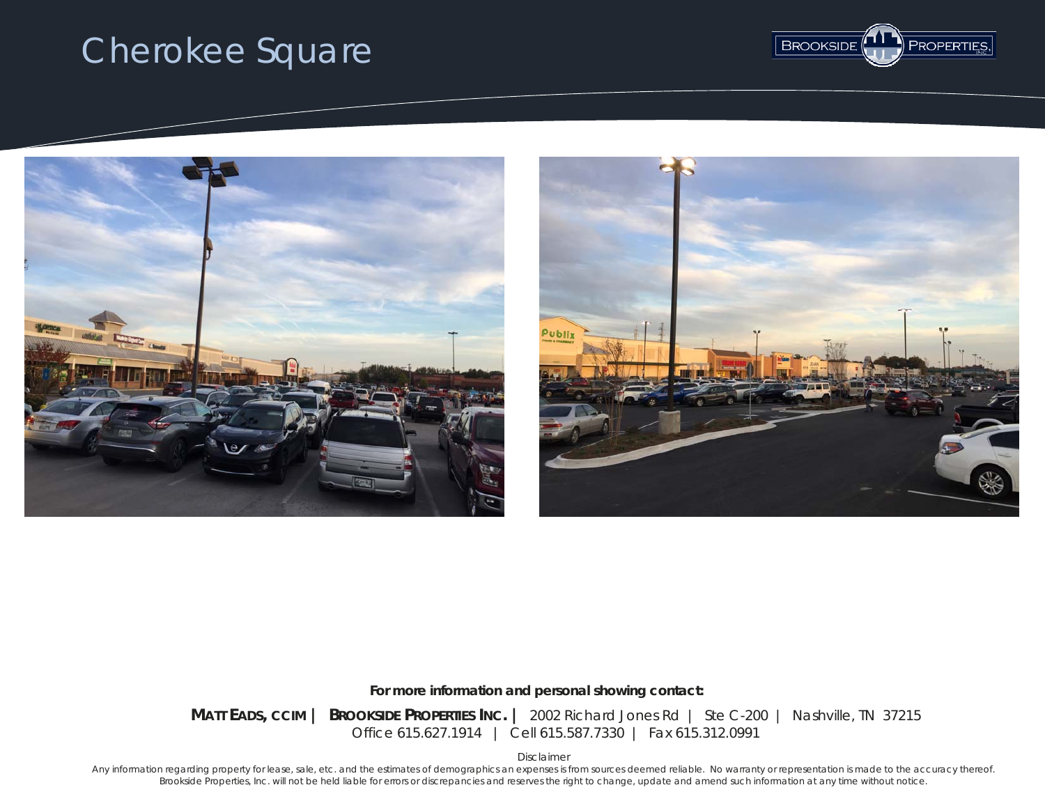# Cherokee Square

**For more information and personal showing contact:**

**MATT EADS, CCIM | BROOKSIDE PROPERTIES INC. |** 2002 Richard Jones Rd | Ste C-200 | Nashville, TN 37215
Office 615.627.1914 | Cell 615.587.7330 | Fax 615.312.0991

Disclaimer
Any information regarding property for lease, sale, etc. and the estimates of demographics an expenses is from sources deemed reliable. No warranty or representation is made to the accuracy thereof. Brookside Properties, Inc. will not be held liable for errors or discrepancies and reserves the right to change, update and amend such information at any time without notice.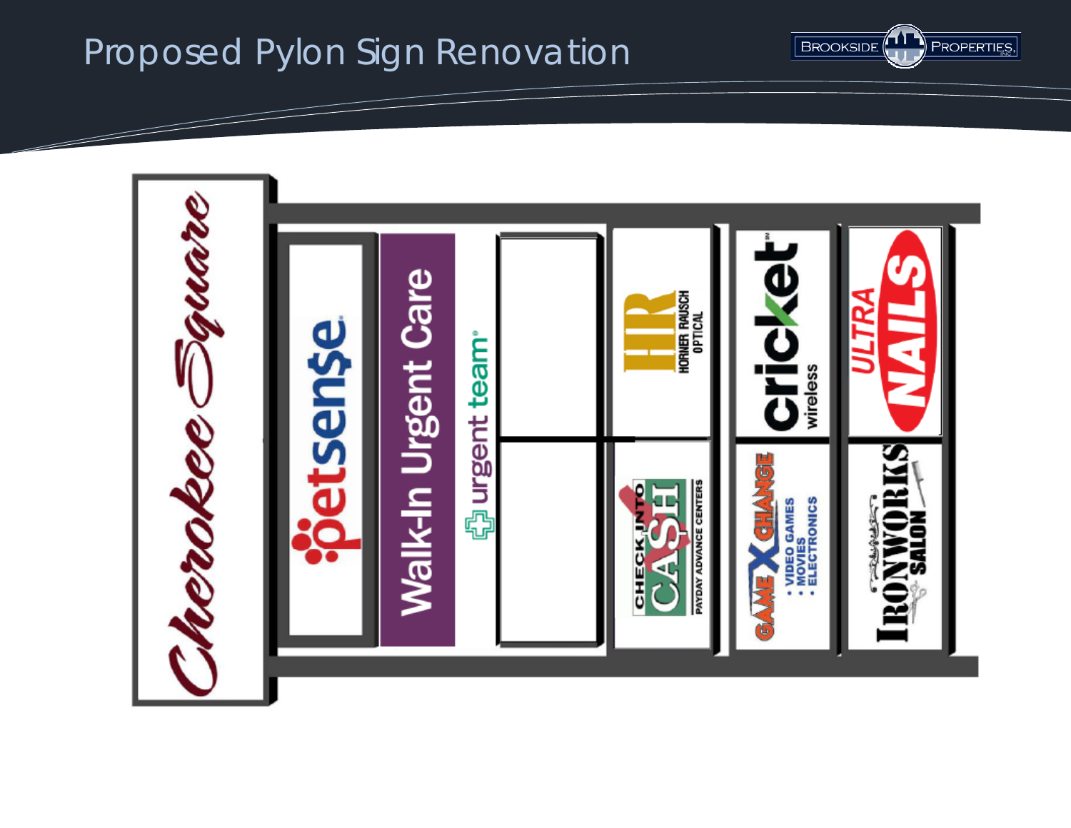# Proposed Pylon Sign Renovation

Cherokee Square

petsense

Walk-In Urgent Care

urgent team

HR HORNER RAUSCH OPTICAL

CHECK INTO CASH

PAYDAY ADVANCE CENTERS

cricket wireless

GAME X CHANGE

- VIDEO GAMES
- MOVIES
- ELECTRONICS

ULTRA NAILS

IRONWORKS SALON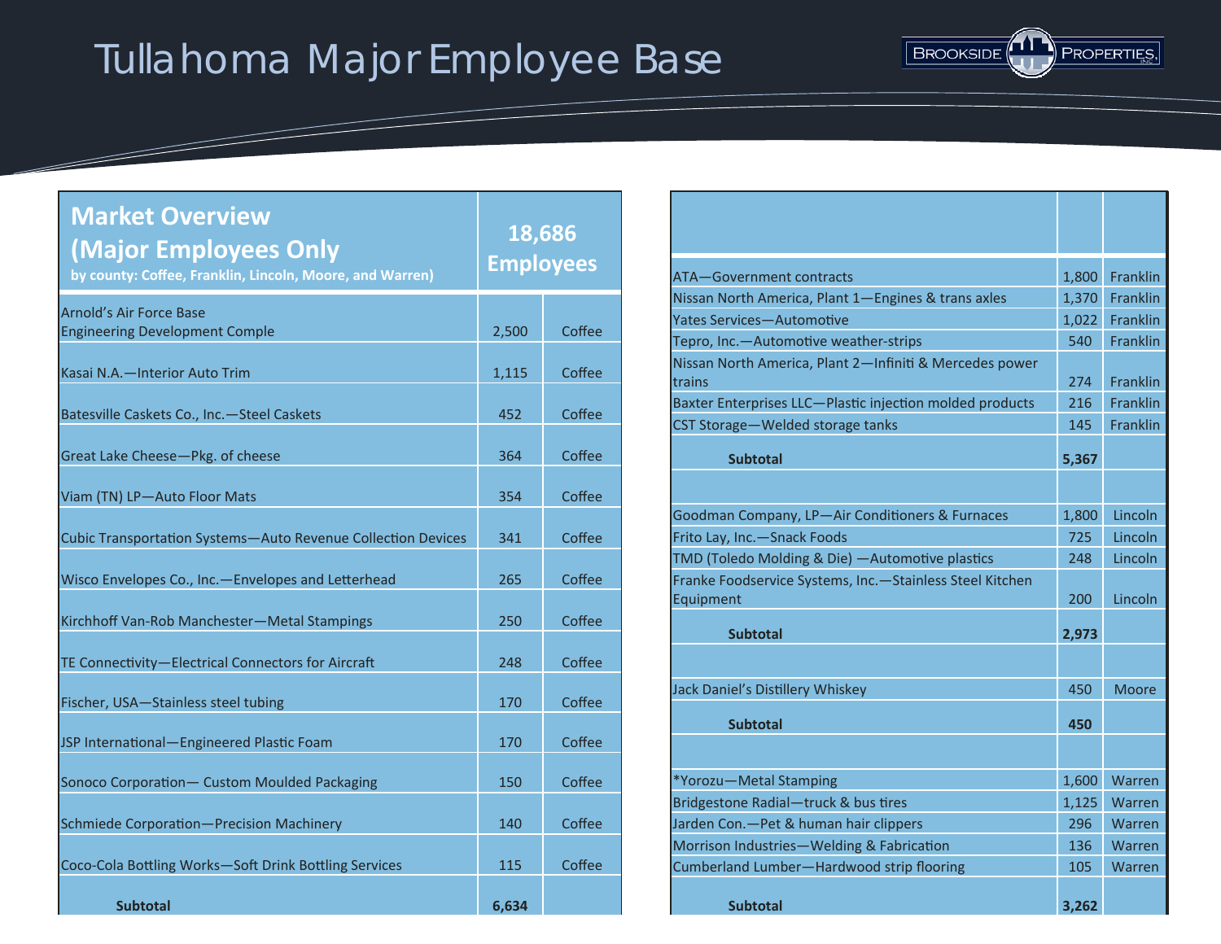# Tullahoma Major Employee Base

| Market Overview (Major Employees Only) by county: Coffee, Franklin, Lincoln, Moore, and Warren) | 18,686 Employees | |
|---|---|---|
| Arnold's Air Force Base Engineering Development Comple | 2,500 | Coffee |
| Kasai N.A.—Interior Auto Trim | 1,115 | Coffee |
| Batesville Caskets Co., Inc.—Steel Caskets | 452 | Coffee |
| Great Lake Cheese—Pkg. of cheese | 364 | Coffee |
| Viam (TN) LP—Auto Floor Mats | 354 | Coffee |
| Cubic Transportation Systems—Auto Revenue Collection Devices | 341 | Coffee |
| Wisco Envelopes Co., Inc.—Envelopes and Letterhead | 265 | Coffee |
| Kirchhoff Van-Rob Manchester—Metal Stampings | 250 | Coffee |
| TE Connectivity—Electrical Connectors for Aircraft | 248 | Coffee |
| Fischer, USA—Stainless steel tubing | 170 | Coffee |
| JSP International—Engineered Plastic Foam | 170 | Coffee |
| Sonoco Corporation— Custom Moulded Packaging | 150 | Coffee |
| Schmiede Corporation—Precision Machinery | 140 | Coffee |
| Coco-Cola Bottling Works—Soft Drink Bottling Services | 115 | Coffee |
| **Subtotal** | **6,634** | |

| | | |
|---|---|---|
| ATA—Government contracts | 1,800 | Franklin |
| Nissan North America, Plant 1—Engines & trans axles | 1,370 | Franklin |
| Yates Services—Automotive | 1,022 | Franklin |
| Tepro, Inc.—Automotive weather-strips | 540 | Franklin |
| Nissan North America, Plant 2—Infiniti & Mercedes power trains | 274 | Franklin |
| Baxter Enterprises LLC—Plastic injection molded products | 216 | Franklin |
| CST Storage—Welded storage tanks | 145 | Franklin |
| **Subtotal** | **5,367** | |
| | | |
| Goodman Company, LP—Air Conditioners & Furnaces | 1,800 | Lincoln |
| Frito Lay, Inc.—Snack Foods | 725 | Lincoln |
| TMD (Toledo Molding & Die) —Automotive plastics | 248 | Lincoln |
| Franke Foodservice Systems, Inc.—Stainless Steel Kitchen Equipment | 200 | Lincoln |
| **Subtotal** | **2,973** | |
| | | |
| Jack Daniel's Distillery Whiskey | 450 | Moore |
| **Subtotal** | **450** | |
| | | |
| *Yorozu—Metal Stamping | 1,600 | Warren |
| Bridgestone Radial—truck & bus tires | 1,125 | Warren |
| Jarden Con.—Pet & human hair clippers | 296 | Warren |
| Morrison Industries—Welding & Fabrication | 136 | Warren |
| Cumberland Lumber—Hardwood strip flooring | 105 | Warren |
| **Subtotal** | **3,262** | |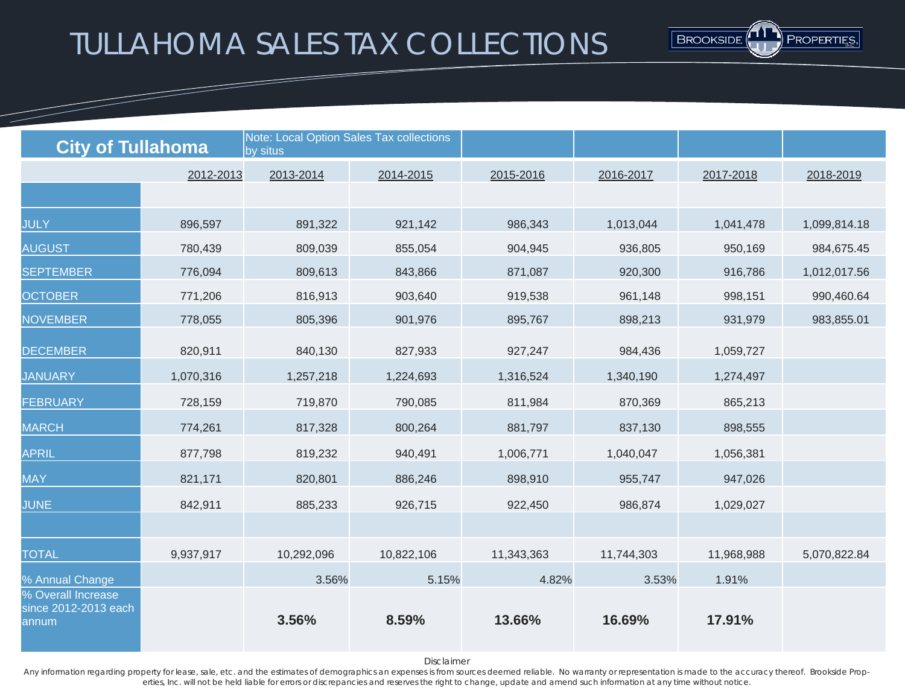# TULLAHOMA SALES TAX COLLECTIONS

BROOKSIDE PROPERTIES, INC.

| City of Tullahoma | Note: Local Option Sales Tax collections by situs | | | | | |
|---|---|---|---|---|---|---|
| | 2012-2013 | 2013-2014 | 2014-2015 | 2015-2016 | 2016-2017 | 2017-2018 | 2018-2019 |
| JULY | 896,597 | 891,322 | 921,142 | 986,343 | 1,013,044 | 1,041,478 | 1,099,814.18 |
| AUGUST | 780,439 | 809,039 | 855,054 | 904,945 | 936,805 | 950,169 | 984,675.45 |
| SEPTEMBER | 776,094 | 809,613 | 843,866 | 871,087 | 920,300 | 916,786 | 1,012,017.56 |
| OCTOBER | 771,206 | 816,913 | 903,640 | 919,538 | 961,148 | 998,151 | 990,460.64 |
| NOVEMBER | 778,055 | 805,396 | 901,976 | 895,767 | 898,213 | 931,979 | 983,855.01 |
| DECEMBER | 820,911 | 840,130 | 827,933 | 927,247 | 984,436 | 1,059,727 | |
| JANUARY | 1,070,316 | 1,257,218 | 1,224,693 | 1,316,524 | 1,340,190 | 1,274,497 | |
| FEBRUARY | 728,159 | 719,870 | 790,085 | 811,984 | 870,369 | 865,213 | |
| MARCH | 774,261 | 817,328 | 800,264 | 881,797 | 837,130 | 898,555 | |
| APRIL | 877,798 | 819,232 | 940,491 | 1,006,771 | 1,040,047 | 1,056,381 | |
| MAY | 821,171 | 820,801 | 886,246 | 898,910 | 955,747 | 947,026 | |
| JUNE | 842,911 | 885,233 | 926,715 | 922,450 | 986,874 | 1,029,027 | |
| TOTAL | 9,937,917 | 10,292,096 | 10,822,106 | 11,343,363 | 11,744,303 | 11,968,988 | 5,070,822.84 |
| % Annual Change | | 3.56% | 5.15% | 4.82% | 3.53% | 1.91% | |
| % Overall Increase since 2012-2013 each annum | | **3.56%** | **8.59%** | **13.66%** | **16.69%** | **17.91%** | |

Disclaimer

Any information regarding property for lease, sale, etc. and the estimates of demographics an expenses is from sources deemed reliable. No warranty or representation is made to the accuracy thereof. Brookside Properties, Inc. will not be held liable for errors or discrepancies and reserves the right to change, update and amend such information at any time without notice.